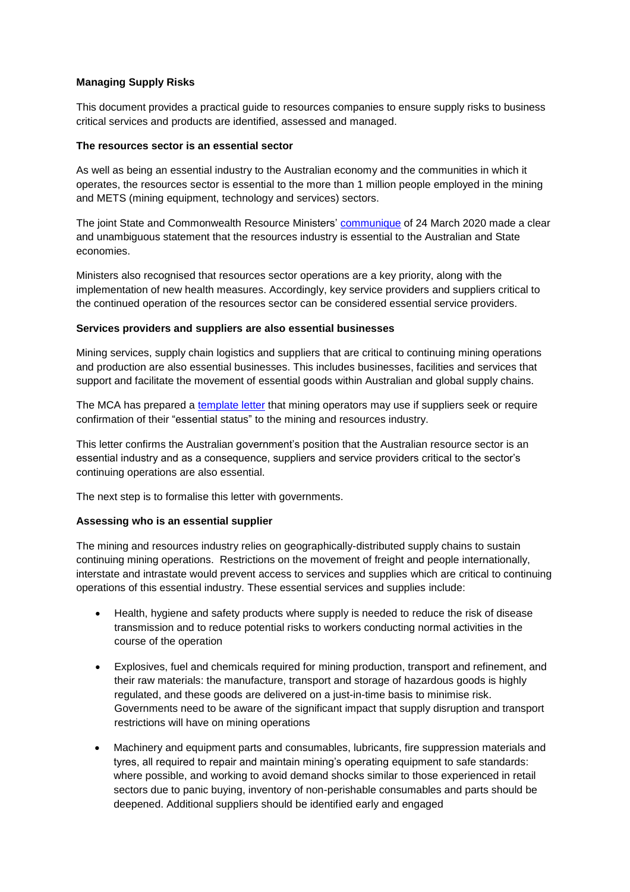**Managing Supply Risks**

This document provides a practical guide to resources companies to ensure supply risks to business critical services and products are identified, assessed and managed.

**The resources sector is an essential sector**

As well as being an essential industry to the Australian economy and the communities in which it operates, the resources sector is essential to the more than 1 million people employed in the mining and METS (mining equipment, technology and services) sectors.

The joint State and Commonwealth Resource Ministers' communique of 24 March 2020 made a clear and unambiguous statement that the resources industry is essential to the Australian and State economies.

Ministers also recognised that resources sector operations are a key priority, along with the implementation of new health measures. Accordingly, key service providers and suppliers critical to the continued operation of the resources sector can be considered essential service providers.

**Services providers and suppliers are also essential businesses**

Mining services, supply chain logistics and suppliers that are critical to continuing mining operations and production are also essential businesses. This includes businesses, facilities and services that support and facilitate the movement of essential goods within Australian and global supply chains.

The MCA has prepared a template letter that mining operators may use if suppliers seek or require confirmation of their "essential status" to the mining and resources industry.

This letter confirms the Australian government's position that the Australian resource sector is an essential industry and as a consequence, suppliers and service providers critical to the sector's continuing operations are also essential.

The next step is to formalise this letter with governments.

**Assessing who is an essential supplier**

The mining and resources industry relies on geographically-distributed supply chains to sustain continuing mining operations. Restrictions on the movement of freight and people internationally, interstate and intrastate would prevent access to services and supplies which are critical to continuing operations of this essential industry. These essential services and supplies include:

- Health, hygiene and safety products where supply is needed to reduce the risk of disease transmission and to reduce potential risks to workers conducting normal activities in the course of the operation
- Explosives, fuel and chemicals required for mining production, transport and refinement, and their raw materials: the manufacture, transport and storage of hazardous goods is highly regulated, and these goods are delivered on a just-in-time basis to minimise risk. Governments need to be aware of the significant impact that supply disruption and transport restrictions will have on mining operations
- Machinery and equipment parts and consumables, lubricants, fire suppression materials and tyres, all required to repair and maintain mining's operating equipment to safe standards: where possible, and working to avoid demand shocks similar to those experienced in retail sectors due to panic buying, inventory of non-perishable consumables and parts should be deepened. Additional suppliers should be identified early and engaged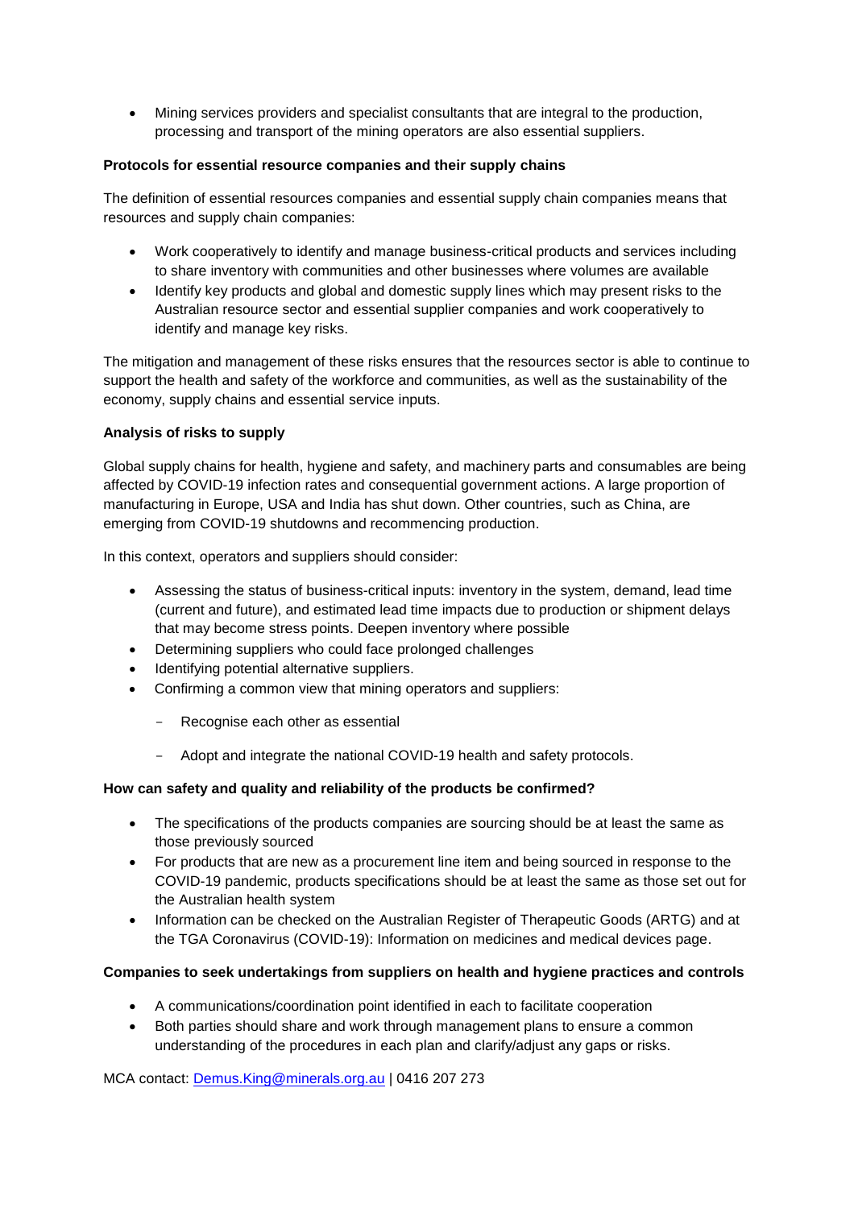- Mining services providers and specialist consultants that are integral to the production, processing and transport of the mining operators are also essential suppliers.

**Protocols for essential resource companies and their supply chains**

The definition of essential resources companies and essential supply chain companies means that resources and supply chain companies:

- Work cooperatively to identify and manage business-critical products and services including to share inventory with communities and other businesses where volumes are available
- Identify key products and global and domestic supply lines which may present risks to the Australian resource sector and essential supplier companies and work cooperatively to identify and manage key risks.

The mitigation and management of these risks ensures that the resources sector is able to continue to support the health and safety of the workforce and communities, as well as the sustainability of the economy, supply chains and essential service inputs.

**Analysis of risks to supply**

Global supply chains for health, hygiene and safety, and machinery parts and consumables are being affected by COVID-19 infection rates and consequential government actions. A large proportion of manufacturing in Europe, USA and India has shut down. Other countries, such as China, are emerging from COVID-19 shutdowns and recommencing production.

In this context, operators and suppliers should consider:

- Assessing the status of business-critical inputs: inventory in the system, demand, lead time (current and future), and estimated lead time impacts due to production or shipment delays that may become stress points. Deepen inventory where possible
- Determining suppliers who could face prolonged challenges
- Identifying potential alternative suppliers.
- Confirming a common view that mining operators and suppliers:
  - Recognise each other as essential
  - Adopt and integrate the national COVID-19 health and safety protocols.

**How can safety and quality and reliability of the products be confirmed?**

- The specifications of the products companies are sourcing should be at least the same as those previously sourced
- For products that are new as a procurement line item and being sourced in response to the COVID-19 pandemic, products specifications should be at least the same as those set out for the Australian health system
- Information can be checked on the Australian Register of Therapeutic Goods (ARTG) and at the TGA Coronavirus (COVID-19): Information on medicines and medical devices page.

**Companies to seek undertakings from suppliers on health and hygiene practices and controls**

- A communications/coordination point identified in each to facilitate cooperation
- Both parties should share and work through management plans to ensure a common understanding of the procedures in each plan and clarify/adjust any gaps or risks.

MCA contact: Demus.King@minerals.org.au | 0416 207 273